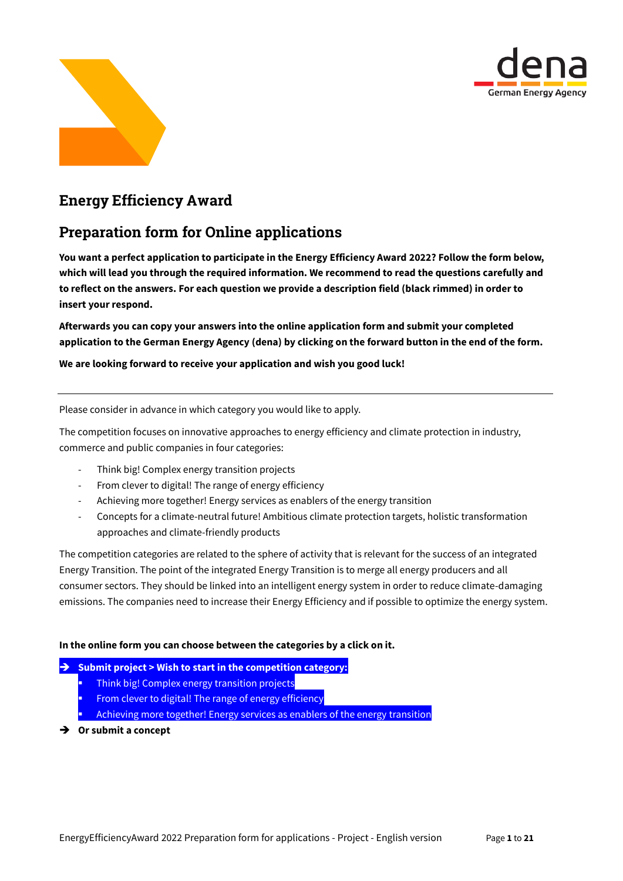# Energy Efficiency Award

## Preparation form for Online applications

**You want a perfect application to participate in the Energy Efficiency Award 2022? Follow the form below, which will lead you through the required information. We recommend to read the questions carefully and to reflect on the answers. For each question we provide a description field (black rimmed) in order to insert your respond.**

**Afterwards you can copy your answers into the online application form and submit your completed application to the German Energy Agency (dena) by clicking on the forward button in the end of the form.**

**We are looking forward to receive your application and wish you good luck!**

---

Please consider in advance in which category you would like to apply.

The competition focuses on innovative approaches to energy efficiency and climate protection in industry, commerce and public companies in four categories:

- Think big! Complex energy transition projects
- From clever to digital! The range of energy efficiency
- Achieving more together! Energy services as enablers of the energy transition
- Concepts for a climate-neutral future! Ambitious climate protection targets, holistic transformation approaches and climate-friendly products

The competition categories are related to the sphere of activity that is relevant for the success of an integrated Energy Transition. The point of the integrated Energy Transition is to merge all energy producers and all consumer sectors. They should be linked into an intelligent energy system in order to reduce climate-damaging emissions. The companies need to increase their Energy Efficiency and if possible to optimize the energy system.

**In the online form you can choose between the categories by a click on it.**

➔ **Submit project > Wish to start in the competition category:**
  - Think big! Complex energy transition projects
  - From clever to digital! The range of energy efficiency
  - Achieving more together! Energy services as enablers of the energy transition

➔ **Or submit a concept**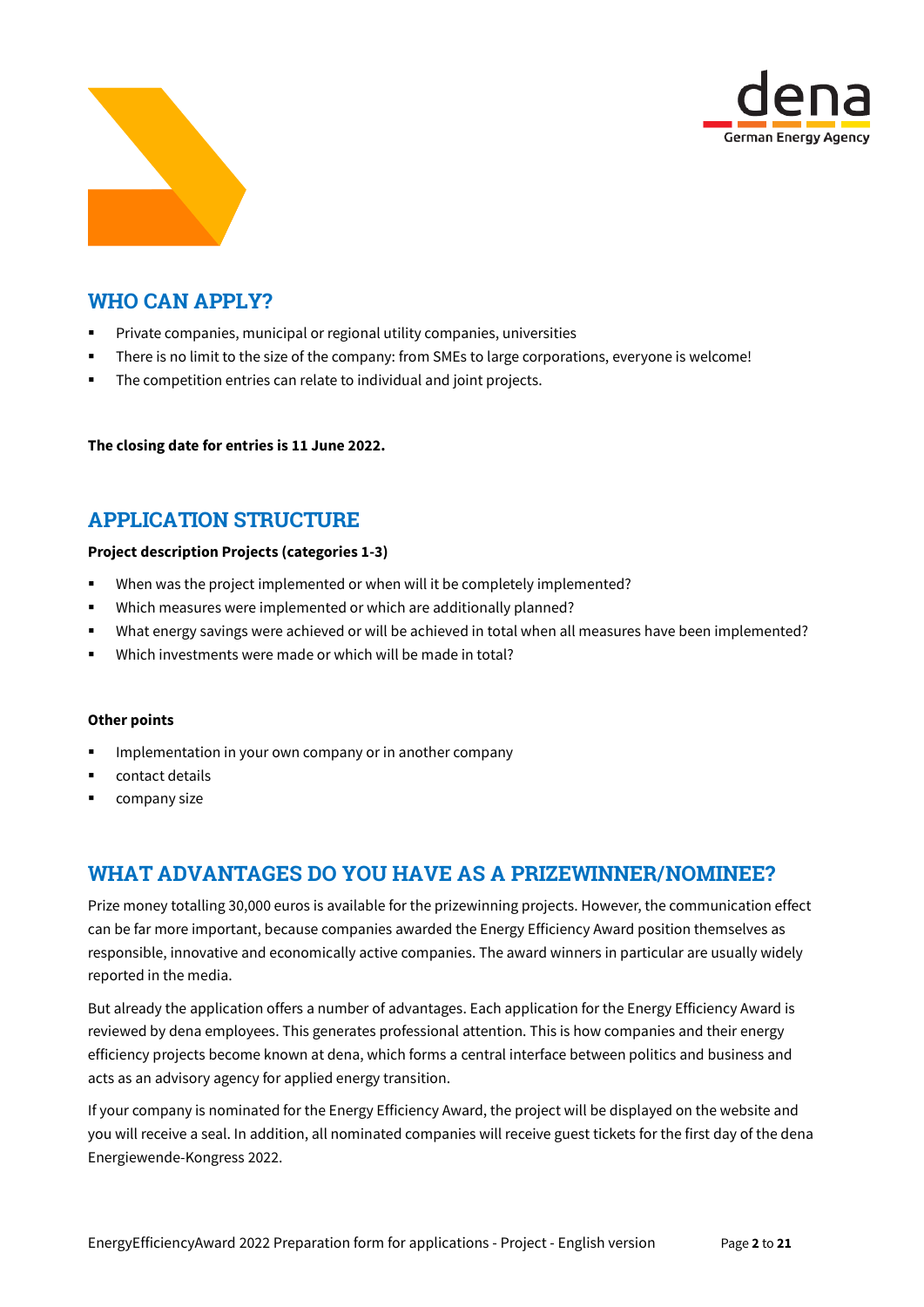## WHO CAN APPLY?

- Private companies, municipal or regional utility companies, universities
- There is no limit to the size of the company: from SMEs to large corporations, everyone is welcome!
- The competition entries can relate to individual and joint projects.

**The closing date for entries is 11 June 2022.**

## APPLICATION STRUCTURE

**Project description Projects (categories 1-3)**

- When was the project implemented or when will it be completely implemented?
- Which measures were implemented or which are additionally planned?
- What energy savings were achieved or will be achieved in total when all measures have been implemented?
- Which investments were made or which will be made in total?

**Other points**

- Implementation in your own company or in another company
- contact details
- company size

## WHAT ADVANTAGES DO YOU HAVE AS A PRIZEWINNER/NOMINEE?

Prize money totalling 30,000 euros is available for the prizewinning projects. However, the communication effect can be far more important, because companies awarded the Energy Efficiency Award position themselves as responsible, innovative and economically active companies. The award winners in particular are usually widely reported in the media.

But already the application offers a number of advantages. Each application for the Energy Efficiency Award is reviewed by dena employees. This generates professional attention. This is how companies and their energy efficiency projects become known at dena, which forms a central interface between politics and business and acts as an advisory agency for applied energy transition.

If your company is nominated for the Energy Efficiency Award, the project will be displayed on the website and you will receive a seal. In addition, all nominated companies will receive guest tickets for the first day of the dena Energiewende-Kongress 2022.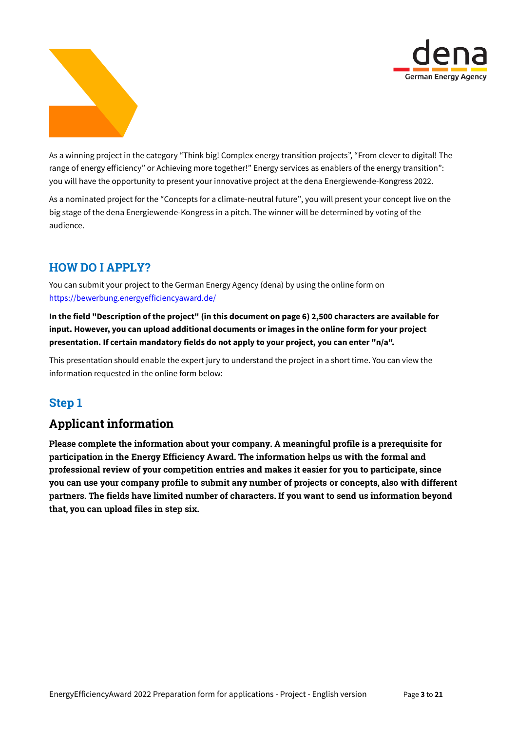As a winning project in the category "Think big! Complex energy transition projects", "From clever to digital! The range of energy efficiency" or Achieving more together!" Energy services as enablers of the energy transition": you will have the opportunity to present your innovative project at the dena Energiewende-Kongress 2022.

As a nominated project for the "Concepts for a climate-neutral future", you will present your concept live on the big stage of the dena Energiewende-Kongress in a pitch. The winner will be determined by voting of the audience.

## HOW DO I APPLY?

You can submit your project to the German Energy Agency (dena) by using the online form on [https://bewerbung.energyefficiencyaward.de/](https://bewerbung.energyefficiencyaward.de/)

**In the field "Description of the project" (in this document on page 6) 2,500 characters are available for input. However, you can upload additional documents or images in the online form for your project presentation. If certain mandatory fields do not apply to your project, you can enter "n/a".**

This presentation should enable the expert jury to understand the project in a short time. You can view the information requested in the online form below:

## Step 1

### Applicant information

**Please complete the information about your company. A meaningful profile is a prerequisite for participation in the Energy Efficiency Award. The information helps us with the formal and professional review of your competition entries and makes it easier for you to participate, since you can use your company profile to submit any number of projects or concepts, also with different partners. The fields have limited number of characters. If you want to send us information beyond that, you can upload files in step six.**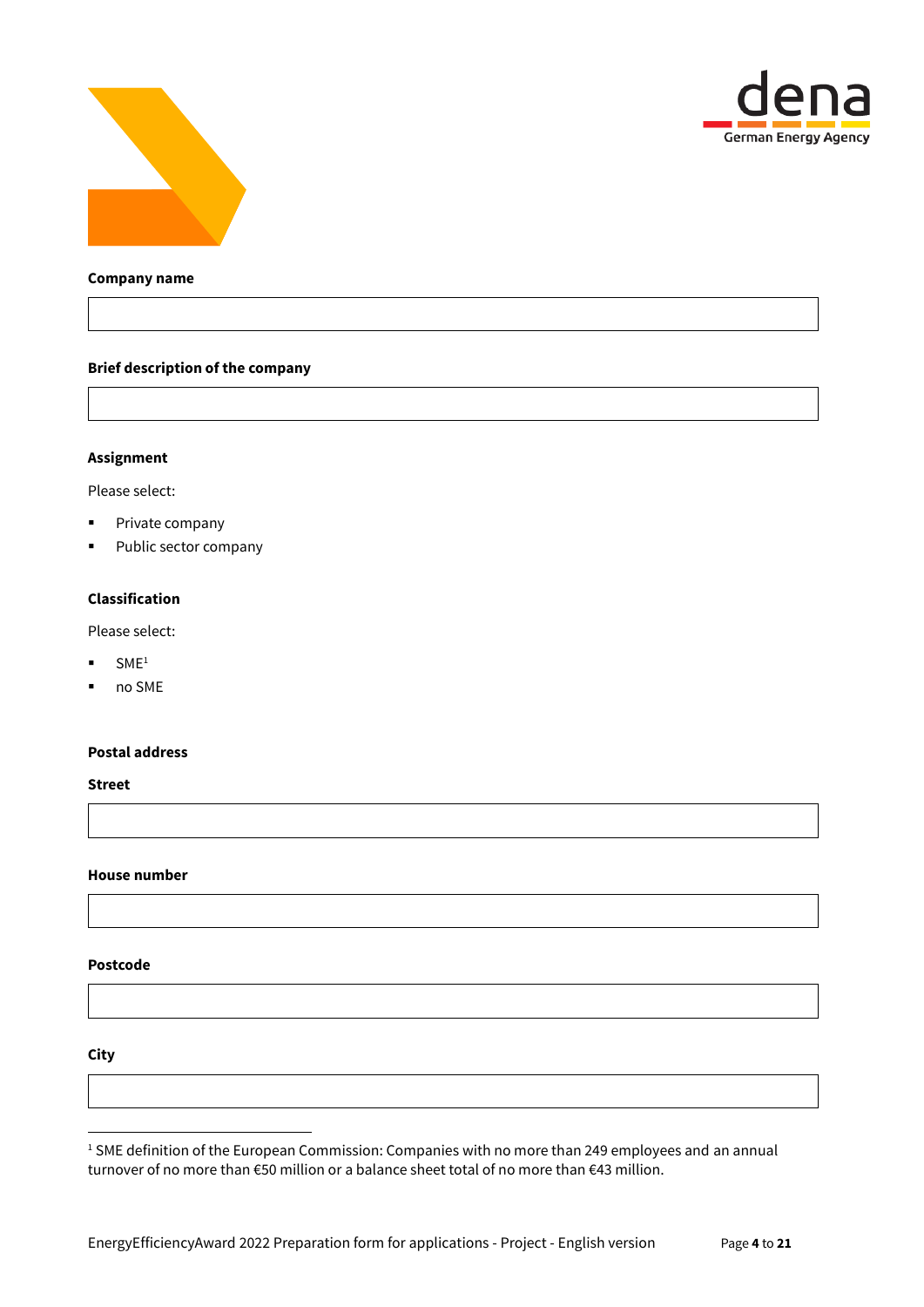**Company name**

**Brief description of the company**

**Assignment**

Please select:

- Private company
- Public sector company

**Classification**

Please select:

- SME[1]
- no SME

**Postal address**

**Street**

**House number**

**Postcode**

**City**

[1] SME definition of the European Commission: Companies with no more than 249 employees and an annual turnover of no more than €50 million or a balance sheet total of no more than €43 million.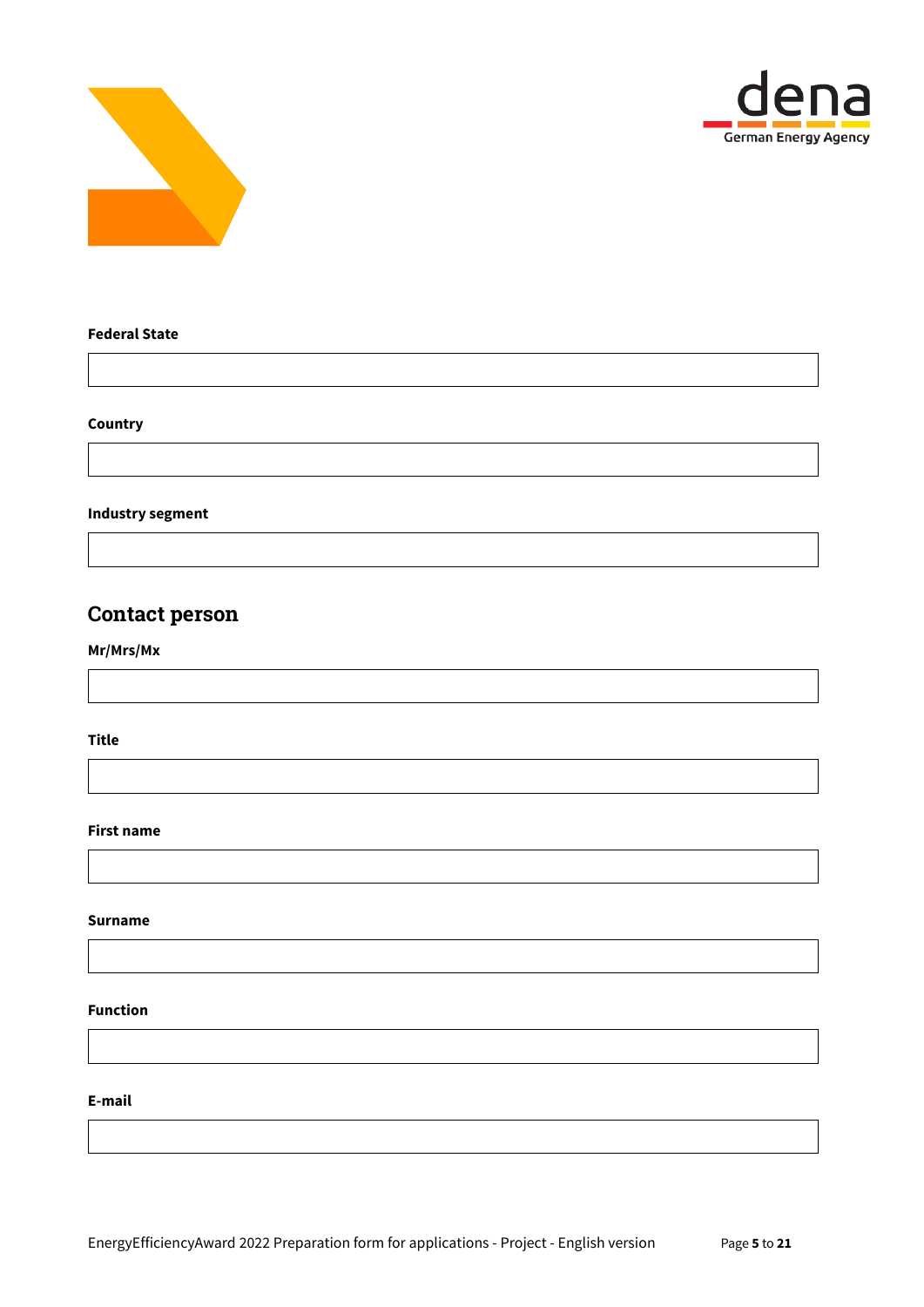**Federal State**

**Country**

**Industry segment**

## Contact person

**Mr/Mrs/Mx**

**Title**

**First name**

**Surname**

**Function**

**E-mail**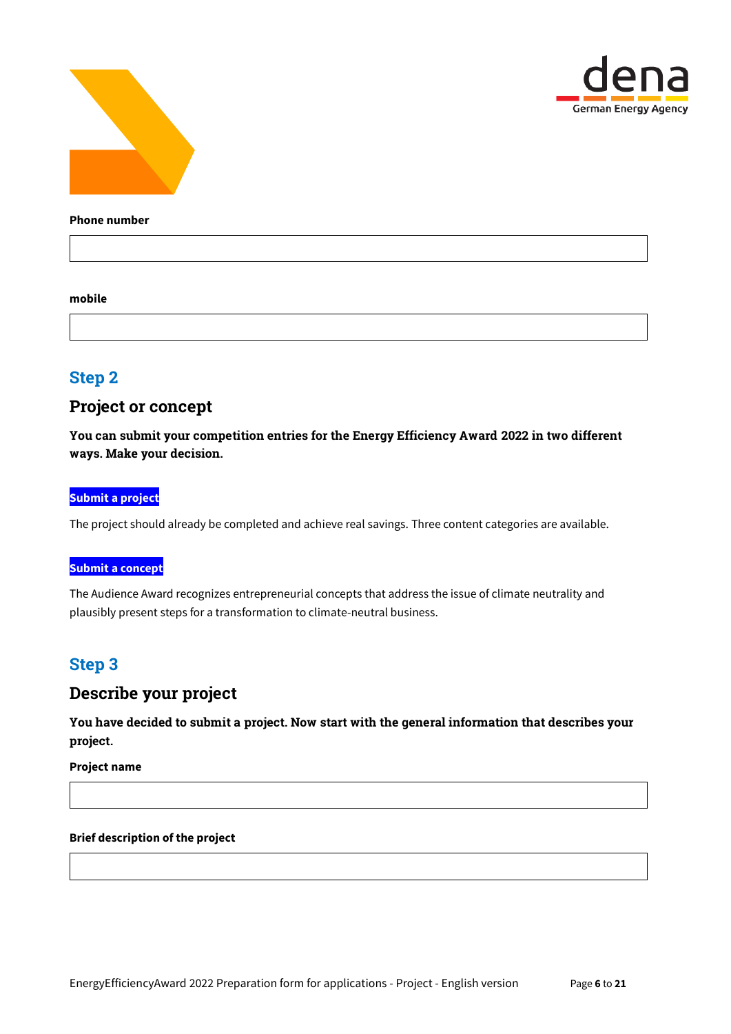**Phone number**

**mobile**

## Step 2

### Project or concept

**You can submit your competition entries for the Energy Efficiency Award 2022 in two different ways. Make your decision.**

**Submit a project**

The project should already be completed and achieve real savings. Three content categories are available.

**Submit a concept**

The Audience Award recognizes entrepreneurial concepts that address the issue of climate neutrality and plausibly present steps for a transformation to climate-neutral business.

## Step 3

### Describe your project

**You have decided to submit a project. Now start with the general information that describes your project.**

**Project name**

**Brief description of the project**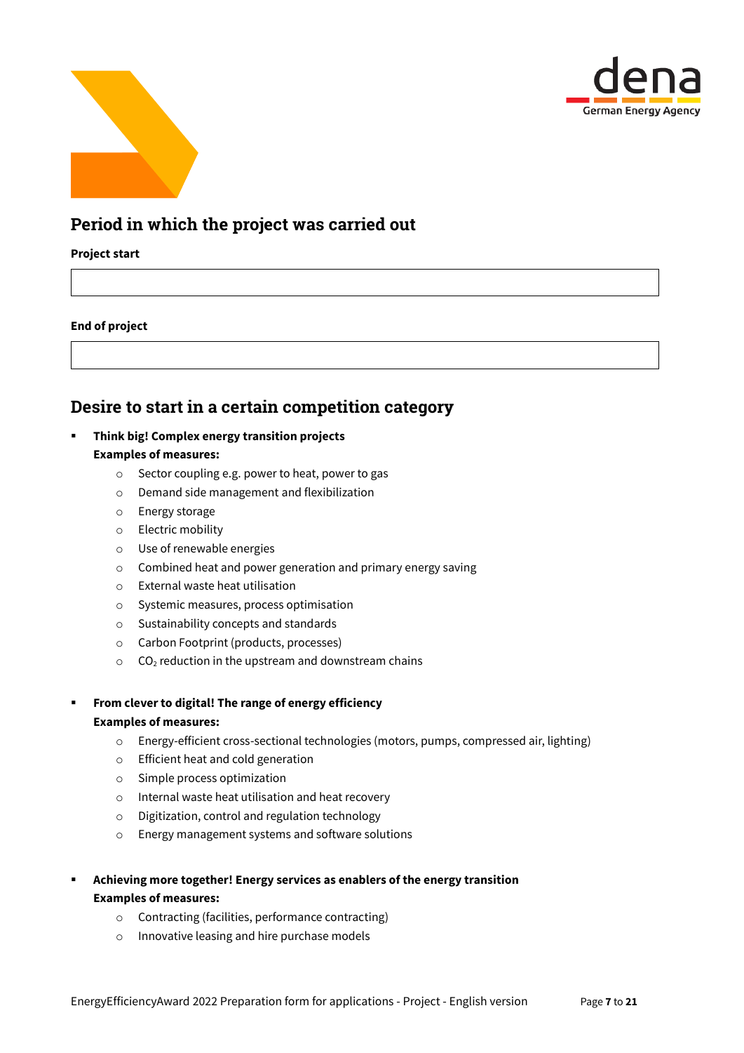## Period in which the project was carried out

**Project start**

**End of project**

## Desire to start in a certain competition category

- **Think big! Complex energy transition projects**
  **Examples of measures:**
  - Sector coupling e.g. power to heat, power to gas
  - Demand side management and flexibilization
  - Energy storage
  - Electric mobility
  - Use of renewable energies
  - Combined heat and power generation and primary energy saving
  - External waste heat utilisation
  - Systemic measures, process optimisation
  - Sustainability concepts and standards
  - Carbon Footprint (products, processes)
  - $CO_2$ reduction in the upstream and downstream chains

- **From clever to digital! The range of energy efficiency**
  **Examples of measures:**
  - Energy-efficient cross-sectional technologies (motors, pumps, compressed air, lighting)
  - Efficient heat and cold generation
  - Simple process optimization
  - Internal waste heat utilisation and heat recovery
  - Digitization, control and regulation technology
  - Energy management systems and software solutions

- **Achieving more together! Energy services as enablers of the energy transition**
  **Examples of measures:**
  - Contracting (facilities, performance contracting)
  - Innovative leasing and hire purchase models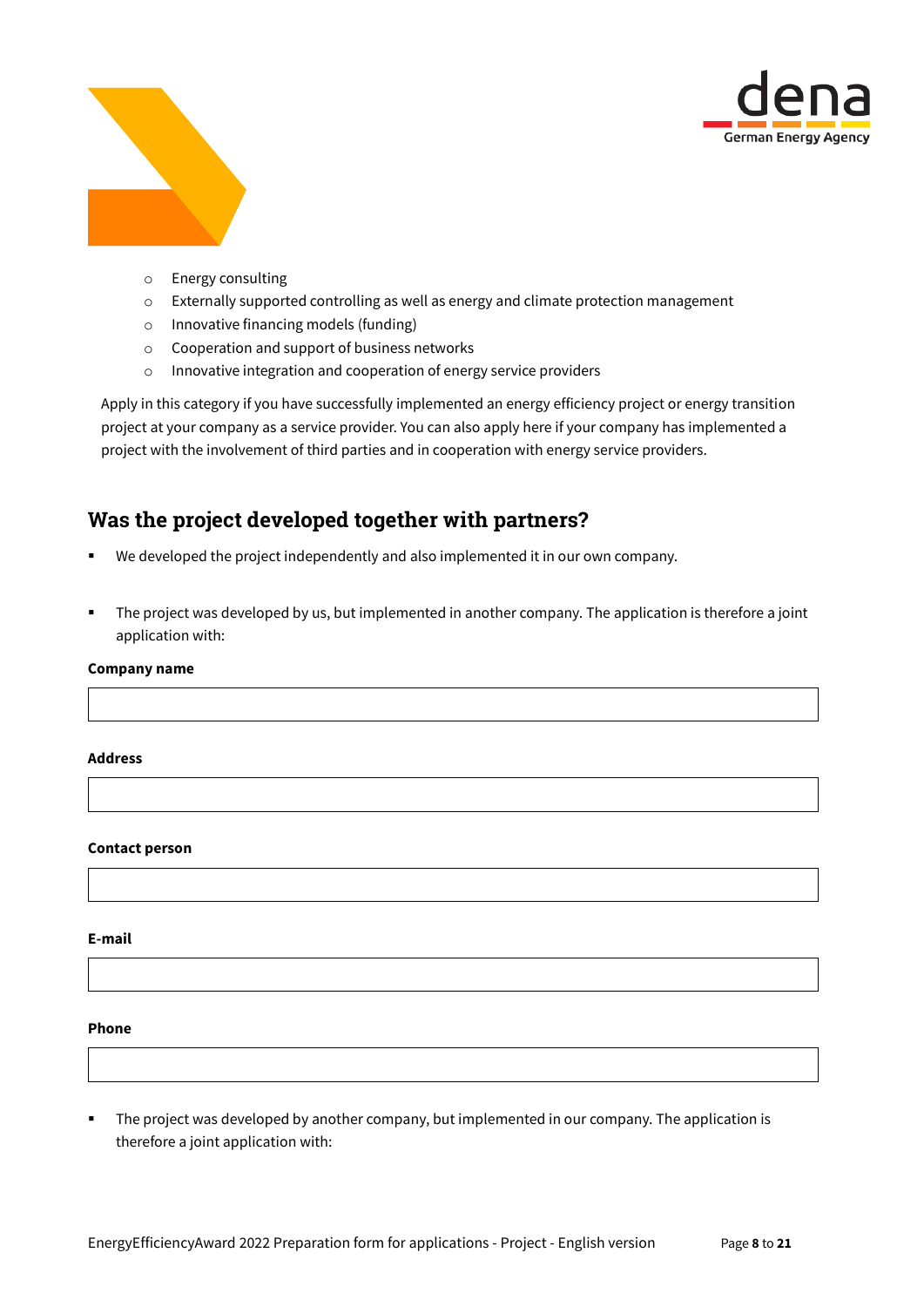- Energy consulting
- Externally supported controlling as well as energy and climate protection management
- Innovative financing models (funding)
- Cooperation and support of business networks
- Innovative integration and cooperation of energy service providers

Apply in this category if you have successfully implemented an energy efficiency project or energy transition project at your company as a service provider. You can also apply here if your company has implemented a project with the involvement of third parties and in cooperation with energy service providers.

## Was the project developed together with partners?

- We developed the project independently and also implemented it in our own company.

- The project was developed by us, but implemented in another company. The application is therefore a joint application with:

**Company name**

**Address**

**Contact person**

**E-mail**

**Phone**

- The project was developed by another company, but implemented in our company. The application is therefore a joint application with: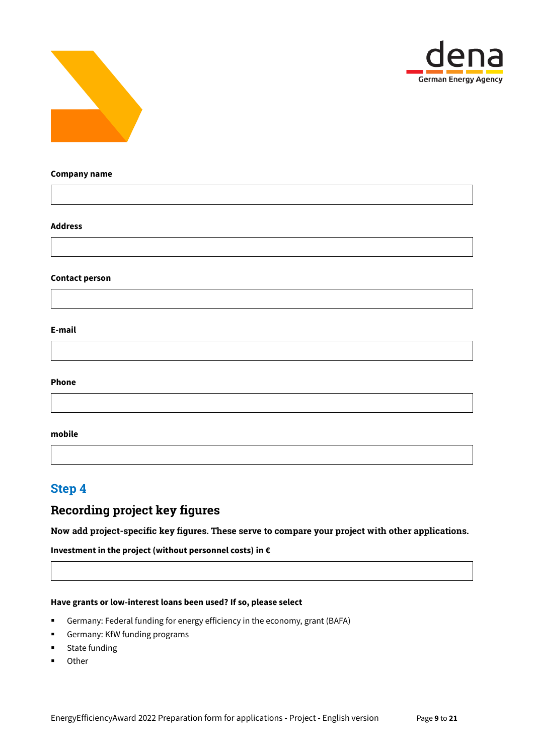**Company name**

**Address**

**Contact person**

**E-mail**

**Phone**

**mobile**

## Step 4

## Recording project key figures

**Now add project-specific key figures. These serve to compare your project with other applications.**

**Investment in the project (without personnel costs) in €**

**Have grants or low-interest loans been used? If so, please select**

- Germany: Federal funding for energy efficiency in the economy, grant (BAFA)
- Germany: KfW funding programs
- State funding
- Other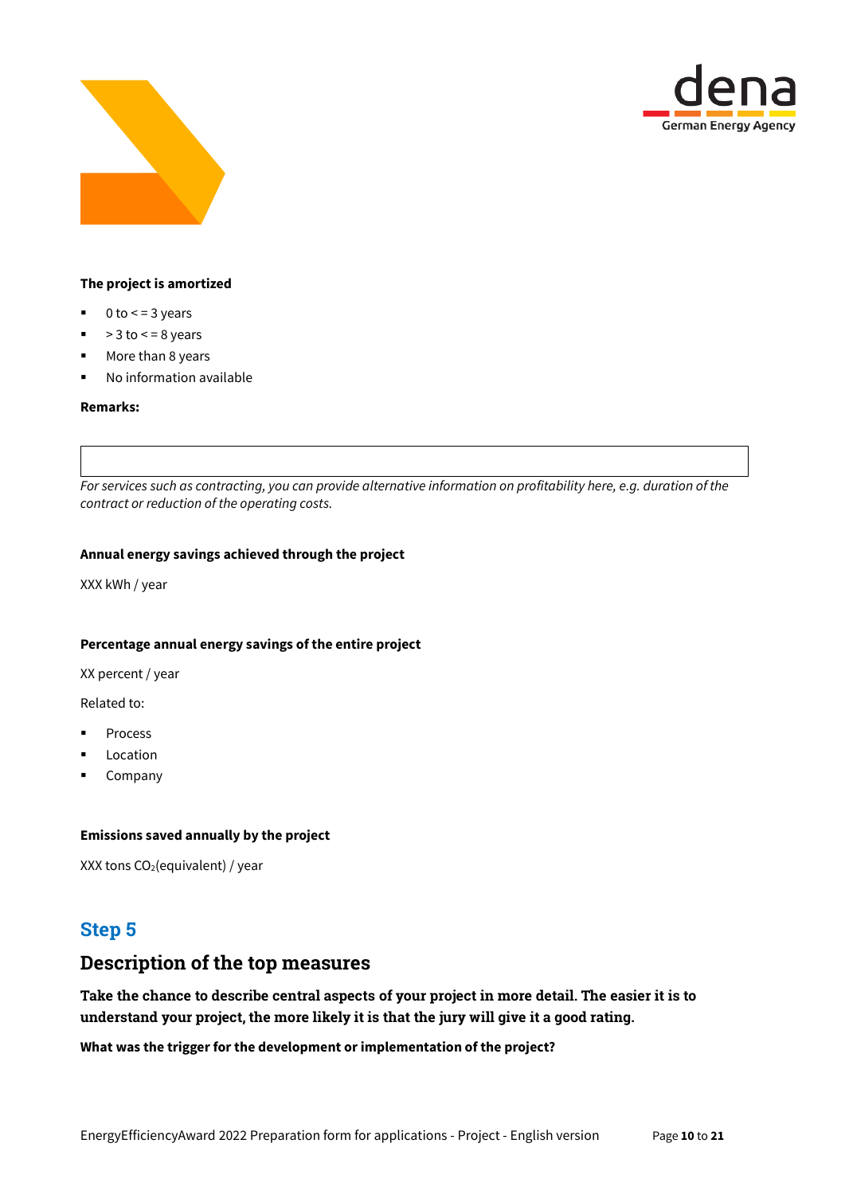**The project is amortized**

- 0 to < = 3 years
- > 3 to < = 8 years
- More than 8 years
- No information available

**Remarks:**

*For services such as contracting, you can provide alternative information on profitability here, e.g. duration of the contract or reduction of the operating costs.*

**Annual energy savings achieved through the project**

XXX kWh / year

**Percentage annual energy savings of the entire project**

XX percent / year

Related to:

- Process
- Location
- Company

**Emissions saved annually by the project**

XXX tons $CO_2$(equivalent) / year

## Step 5

## Description of the top measures

**Take the chance to describe central aspects of your project in more detail. The easier it is to understand your project, the more likely it is that the jury will give it a good rating.**

**What was the trigger for the development or implementation of the project?**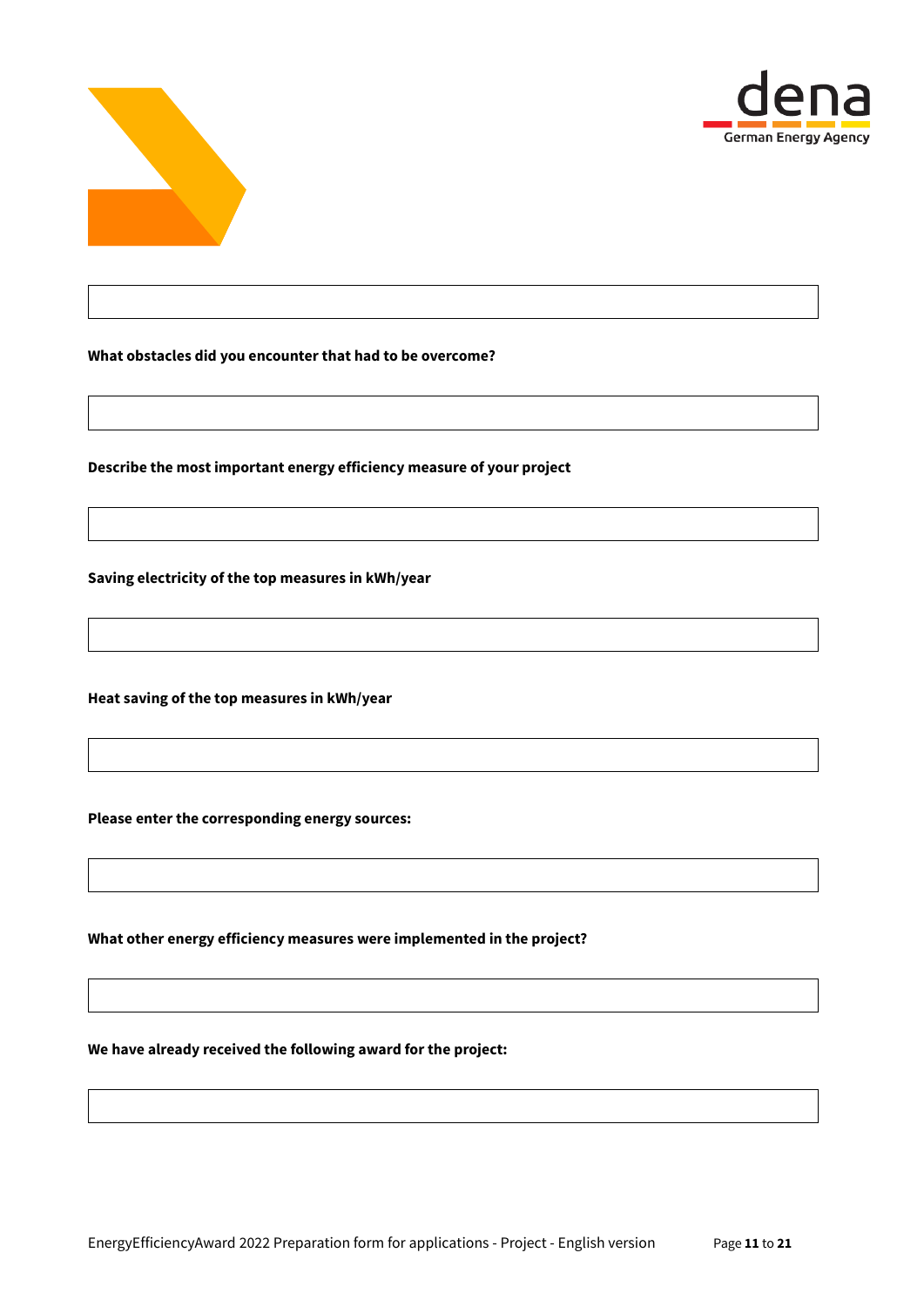**What obstacles did you encounter that had to be overcome?**

**Describe the most important energy efficiency measure of your project**

**Saving electricity of the top measures in kWh/year**

**Heat saving of the top measures in kWh/year**

**Please enter the corresponding energy sources:**

**What other energy efficiency measures were implemented in the project?**

**We have already received the following award for the project:**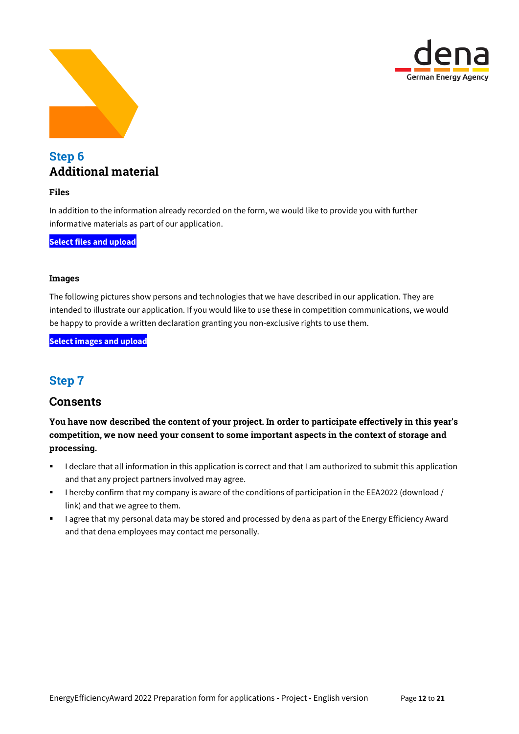## Step 6
## Additional material

### Files

In addition to the information already recorded on the form, we would like to provide you with further informative materials as part of our application.

**Select files and upload**

### Images

The following pictures show persons and technologies that we have described in our application. They are intended to illustrate our application. If you would like to use these in competition communications, we would be happy to provide a written declaration granting you non-exclusive rights to use them.

**Select images and upload**

## Step 7

## Consents

**You have now described the content of your project. In order to participate effectively in this year's competition, we now need your consent to some important aspects in the context of storage and processing.**

- I declare that all information in this application is correct and that I am authorized to submit this application and that any project partners involved may agree.
- I hereby confirm that my company is aware of the conditions of participation in the EEA2022 (download / link) and that we agree to them.
- I agree that my personal data may be stored and processed by dena as part of the Energy Efficiency Award and that dena employees may contact me personally.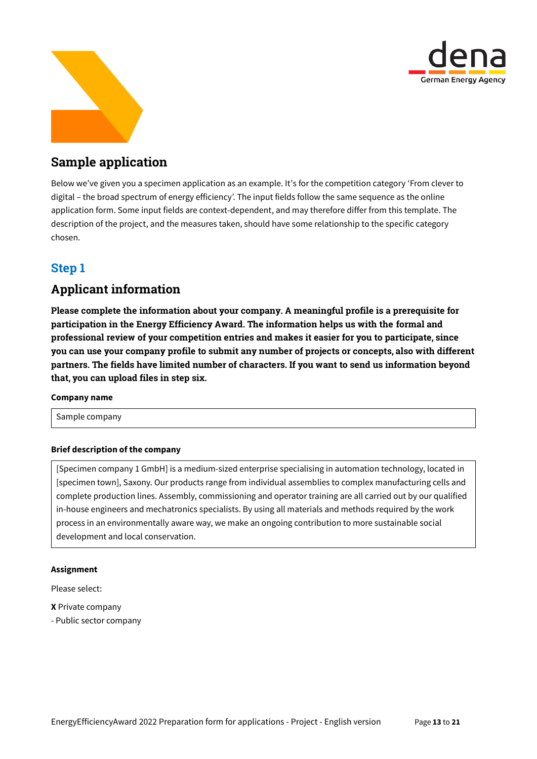# Sample application

Below we've given you a specimen application as an example. It's for the competition category 'From clever to digital – the broad spectrum of energy efficiency'. The input fields follow the same sequence as the online application form. Some input fields are context-dependent, and may therefore differ from this template. The description of the project, and the measures taken, should have some relationship to the specific category chosen.

## Step 1

## Applicant information

**Please complete the information about your company. A meaningful profile is a prerequisite for participation in the Energy Efficiency Award. The information helps us with the formal and professional review of your competition entries and makes it easier for you to participate, since you can use your company profile to submit any number of projects or concepts, also with different partners. The fields have limited number of characters. If you want to send us information beyond that, you can upload files in step six.**

**Company name**

| Sample company |
|---|

**Brief description of the company**

| [Specimen company 1 GmbH] is a medium-sized enterprise specialising in automation technology, located in [specimen town], Saxony. Our products range from individual assemblies to complex manufacturing cells and complete production lines. Assembly, commissioning and operator training are all carried out by our qualified in-house engineers and mechatronics specialists. By using all materials and methods required by the work process in an environmentally aware way, we make an ongoing contribution to more sustainable social development and local conservation. |
|---|

**Assignment**

Please select:

**X** Private company

- Public sector company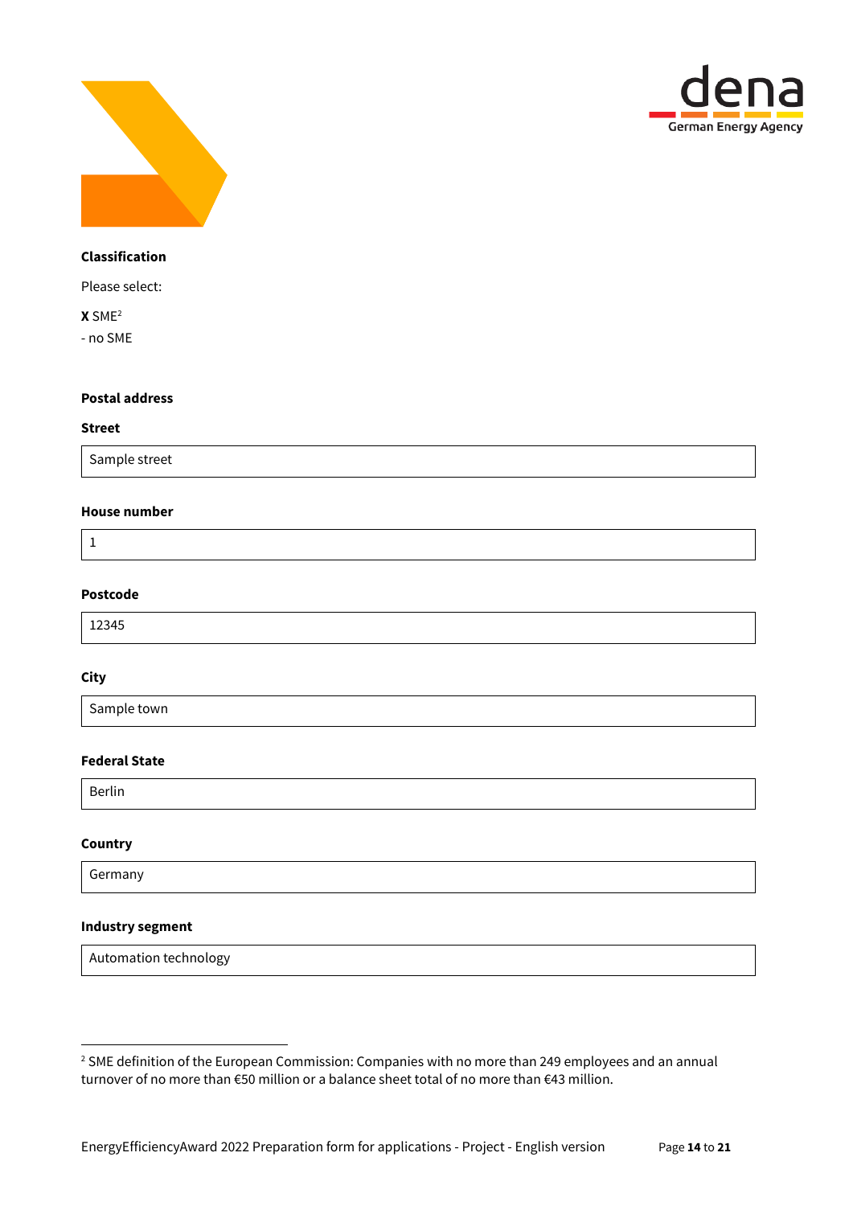**Classification**

Please select:

**X** SME[2]

- no SME

**Postal address**

**Street**

Sample street

**House number**

1

**Postcode**

12345

**City**

Sample town

**Federal State**

Berlin

**Country**

Germany

**Industry segment**

Automation technology

---

[2] SME definition of the European Commission: Companies with no more than 249 employees and an annual turnover of no more than €50 million or a balance sheet total of no more than €43 million.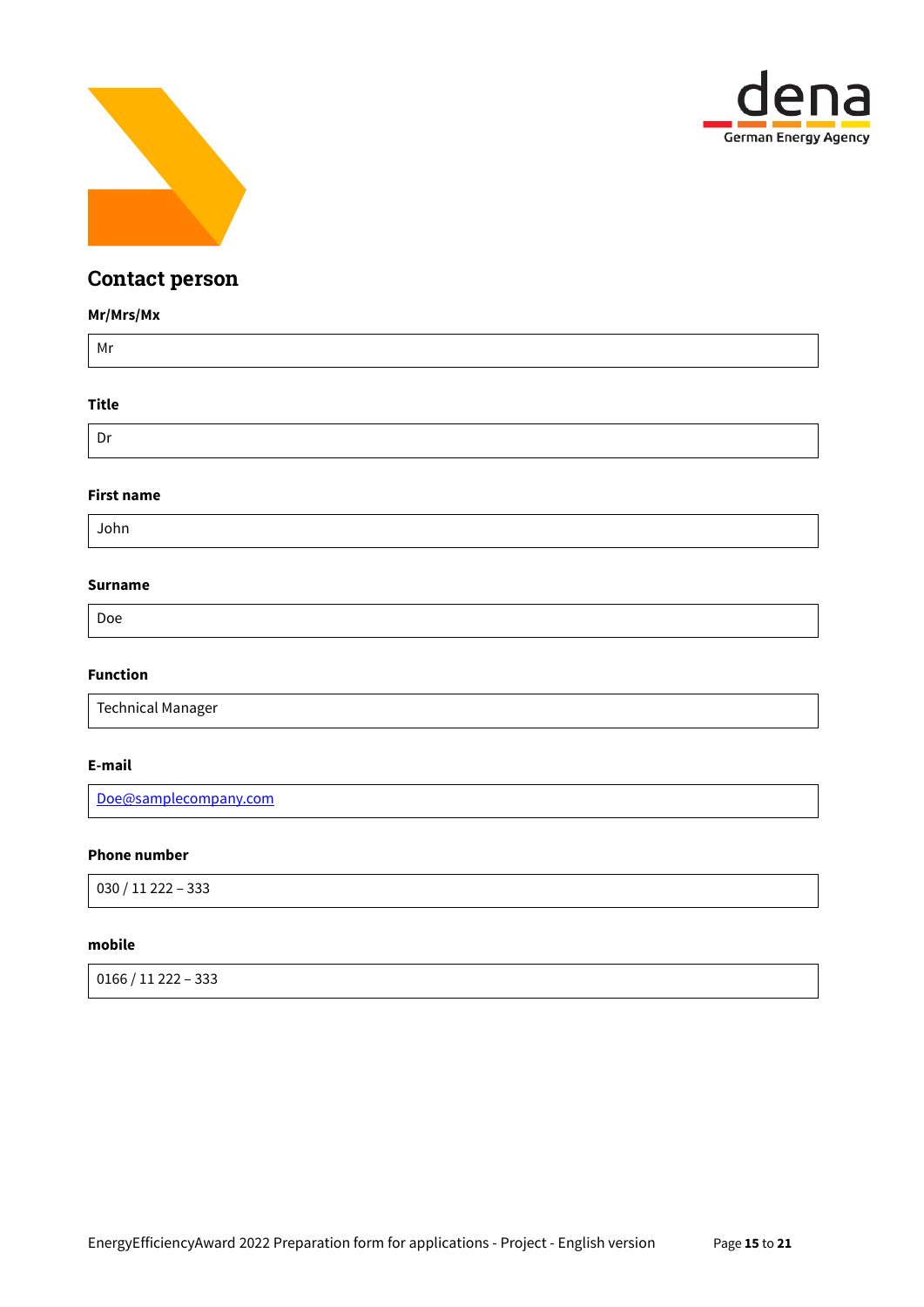## Contact person

**Mr/Mrs/Mx**

| Mr |
|---|

**Title**

| Dr |
|---|

**First name**

| John |
|---|

**Surname**

| Doe |
|---|

**Function**

| Technical Manager |
|---|

**E-mail**

| Doe@samplecompany.com |
|---|

**Phone number**

| 030 / 11 222 – 333 |
|---|

**mobile**

| 0166 / 11 222 – 333 |
|---|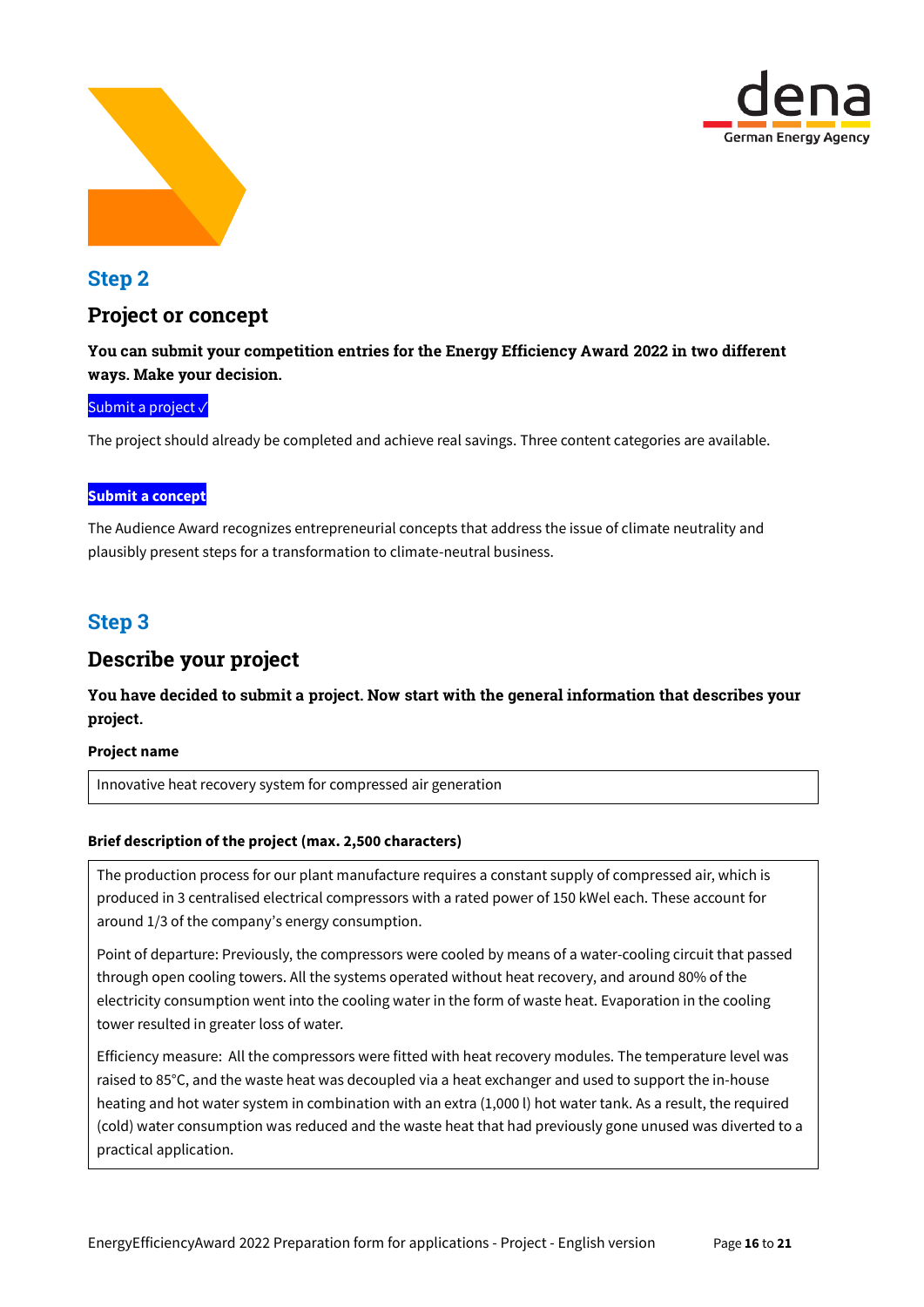## Step 2

### Project or concept

**You can submit your competition entries for the Energy Efficiency Award 2022 in two different ways. Make your decision.**

Submit a project ✓

The project should already be completed and achieve real savings. Three content categories are available.

**Submit a concept**

The Audience Award recognizes entrepreneurial concepts that address the issue of climate neutrality and plausibly present steps for a transformation to climate-neutral business.

## Step 3

### Describe your project

**You have decided to submit a project. Now start with the general information that describes your project.**

**Project name**

Innovative heat recovery system for compressed air generation

**Brief description of the project (max. 2,500 characters)**

The production process for our plant manufacture requires a constant supply of compressed air, which is produced in 3 centralised electrical compressors with a rated power of 150 kWel each. These account for around 1/3 of the company's energy consumption.

Point of departure: Previously, the compressors were cooled by means of a water-cooling circuit that passed through open cooling towers. All the systems operated without heat recovery, and around 80% of the electricity consumption went into the cooling water in the form of waste heat. Evaporation in the cooling tower resulted in greater loss of water.

Efficiency measure: All the compressors were fitted with heat recovery modules. The temperature level was raised to 85°C, and the waste heat was decoupled via a heat exchanger and used to support the in-house heating and hot water system in combination with an extra (1,000 l) hot water tank. As a result, the required (cold) water consumption was reduced and the waste heat that had previously gone unused was diverted to a practical application.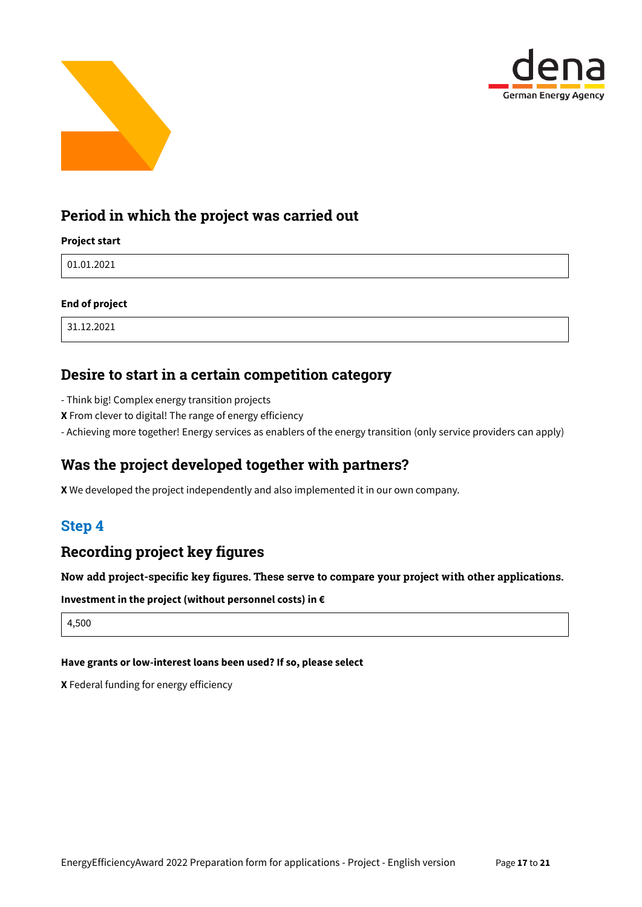## Period in which the project was carried out

**Project start**

01.01.2021

**End of project**

31.12.2021

## Desire to start in a certain competition category

- Think big! Complex energy transition projects

**X** From clever to digital! The range of energy efficiency

- Achieving more together! Energy services as enablers of the energy transition (only service providers can apply)

## Was the project developed together with partners?

**X** We developed the project independently and also implemented it in our own company.

## Step 4

## Recording project key figures

**Now add project-specific key figures. These serve to compare your project with other applications.**

**Investment in the project (without personnel costs) in €**

4,500

**Have grants or low-interest loans been used? If so, please select**

**X** Federal funding for energy efficiency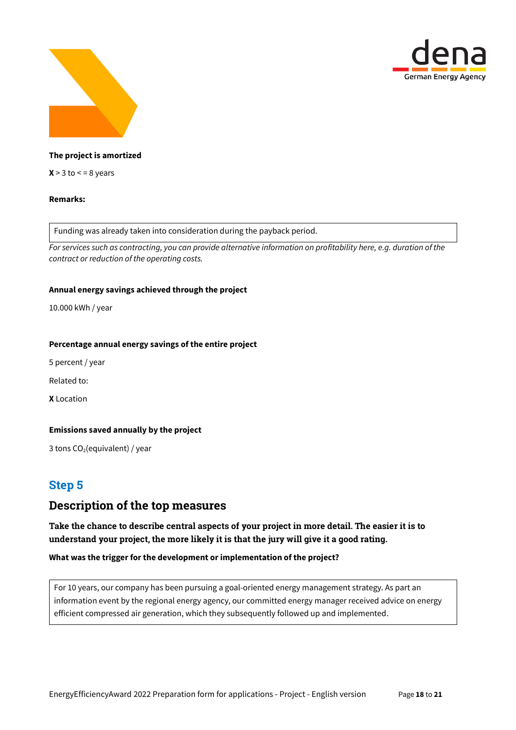**The project is amortized**

**X** > 3 to < = 8 years

**Remarks:**

| Funding was already taken into consideration during the payback period. |
|---|

*For services such as contracting, you can provide alternative information on profitability here, e.g. duration of the contract or reduction of the operating costs.*

**Annual energy savings achieved through the project**

10.000 kWh / year

**Percentage annual energy savings of the entire project**

5 percent / year

Related to:

**X** Location

**Emissions saved annually by the project**

3 tons $CO_2$(equivalent) / year

## Step 5

## Description of the top measures

**Take the chance to describe central aspects of your project in more detail. The easier it is to understand your project, the more likely it is that the jury will give it a good rating.**

**What was the trigger for the development or implementation of the project?**

| For 10 years, our company has been pursuing a goal-oriented energy management strategy. As part an information event by the regional energy agency, our committed energy manager received advice on energy efficient compressed air generation, which they subsequently followed up and implemented. |
|---|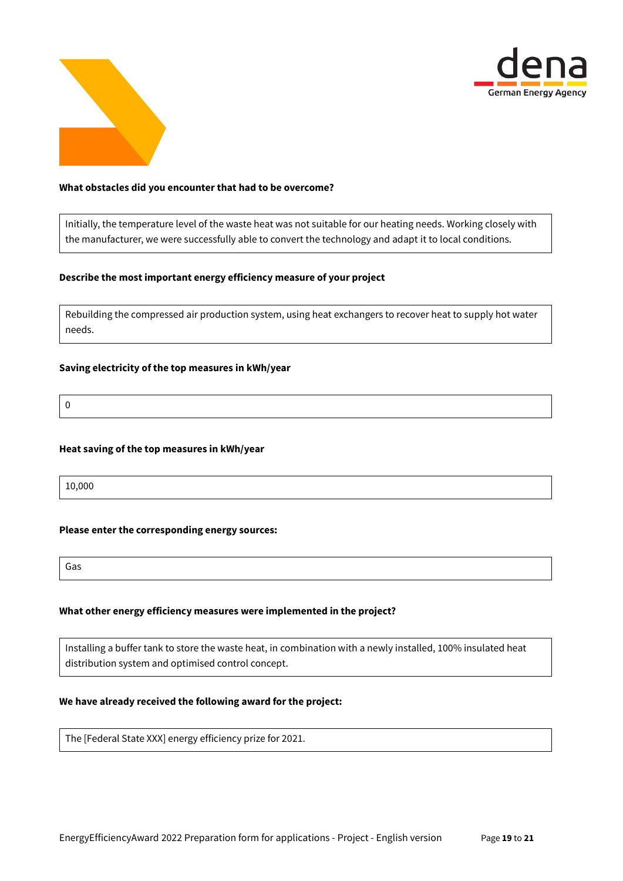**What obstacles did you encounter that had to be overcome?**

Initially, the temperature level of the waste heat was not suitable for our heating needs. Working closely with the manufacturer, we were successfully able to convert the technology and adapt it to local conditions.

**Describe the most important energy efficiency measure of your project**

Rebuilding the compressed air production system, using heat exchangers to recover heat to supply hot water needs.

**Saving electricity of the top measures in kWh/year**

0

**Heat saving of the top measures in kWh/year**

10,000

**Please enter the corresponding energy sources:**

Gas

**What other energy efficiency measures were implemented in the project?**

Installing a buffer tank to store the waste heat, in combination with a newly installed, 100% insulated heat distribution system and optimised control concept.

**We have already received the following award for the project:**

The [Federal State XXX] energy efficiency prize for 2021.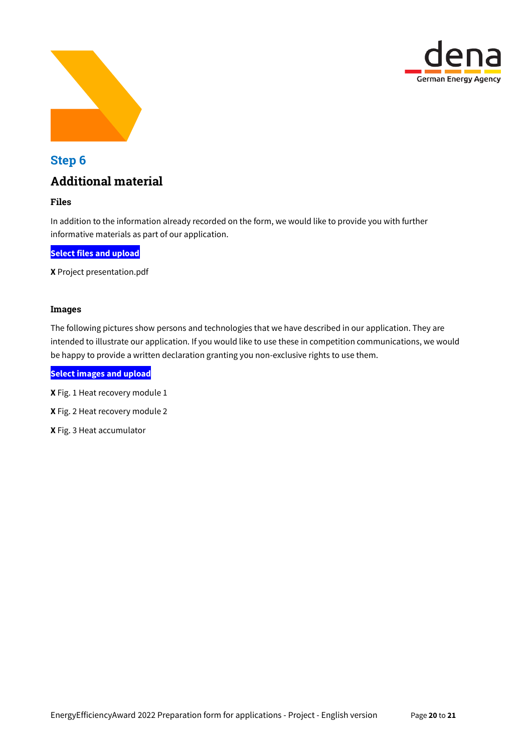## Step 6

# Additional material

### Files

In addition to the information already recorded on the form, we would like to provide you with further informative materials as part of our application.

**Select files and upload**

**X** Project presentation.pdf

### Images

The following pictures show persons and technologies that we have described in our application. They are intended to illustrate our application. If you would like to use these in competition communications, we would be happy to provide a written declaration granting you non-exclusive rights to use them.

**Select images and upload**

**X** Fig. 1 Heat recovery module 1

**X** Fig. 2 Heat recovery module 2

**X** Fig. 3 Heat accumulator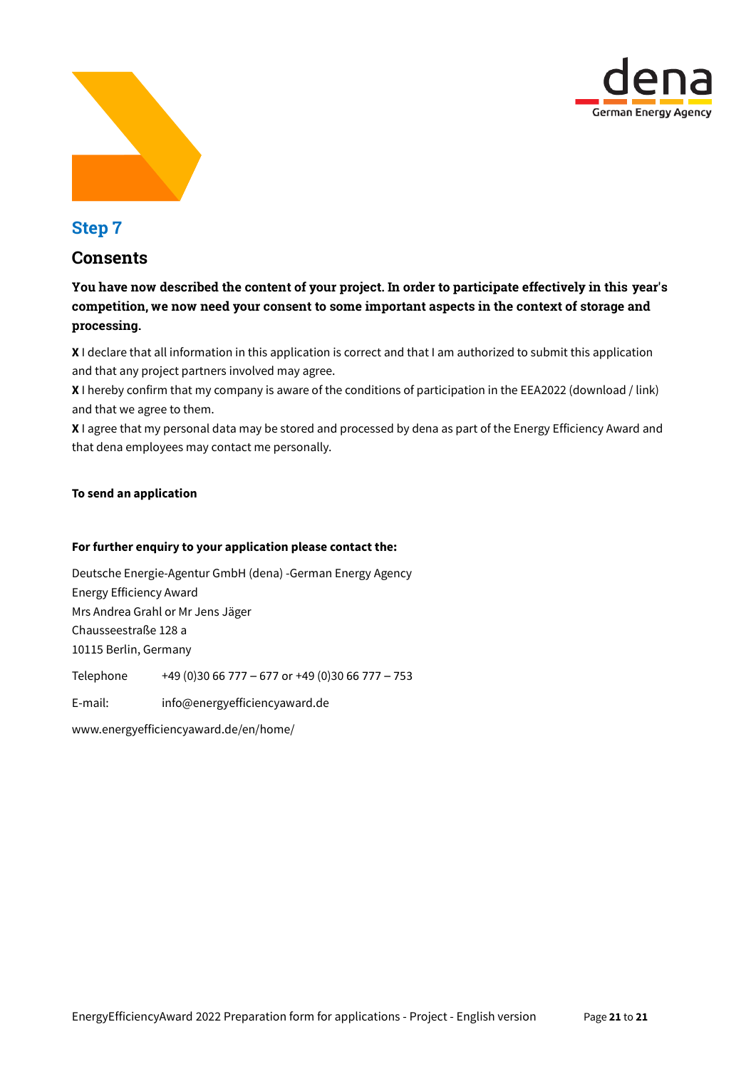## Step 7

### Consents

**You have now described the content of your project. In order to participate effectively in this year's competition, we now need your consent to some important aspects in the context of storage and processing.**

**X** I declare that all information in this application is correct and that I am authorized to submit this application and that any project partners involved may agree.
**X** I hereby confirm that my company is aware of the conditions of participation in the EEA2022 (download / link) and that we agree to them.
**X** I agree that my personal data may be stored and processed by dena as part of the Energy Efficiency Award and that dena employees may contact me personally.

**To send an application**

**For further enquiry to your application please contact the:**

Deutsche Energie-Agentur GmbH (dena) -German Energy Agency
Energy Efficiency Award
Mrs Andrea Grahl or Mr Jens Jäger
Chausseestraße 128 a
10115 Berlin, Germany

Telephone +49 (0)30 66 777 – 677 or +49 (0)30 66 777 – 753

E-mail: info@energyefficiencyaward.de

www.energyefficiencyaward.de/en/home/